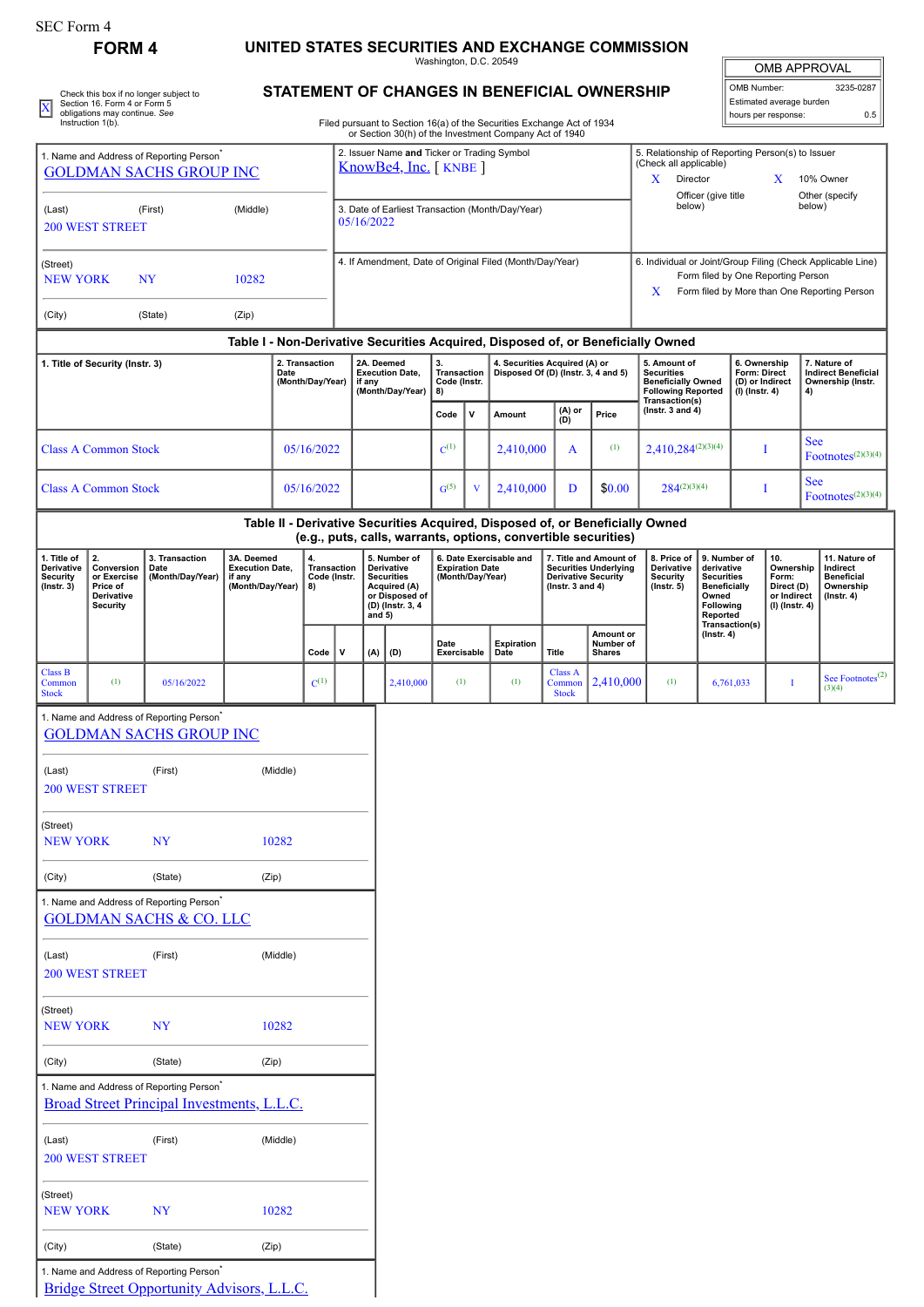SEC Form 4

# FORM 4

## UNITED STATES SECURITIES AND EXCHANGE COMMISSION

Washington, D.C. 20549

## STATEMENT OF CHANGES IN BENEFICIAL OWNERSHIP

Filed pursuant to Section 16(a) of the Securities Exchange Act of 1934 or Section 30(h) of the Investment Company Act of 1940

| OMB APPROVAL | |
|---|---|
| OMB Number: | 3235-0287 |
| Estimated average burden hours per response: | 0.5 |

[X] Check this box if no longer subject to Section 16. Form 4 or Form 5 obligations may continue. *See* Instruction 1(b).

1. Name and Address of Reporting Person*
GOLDMAN SACHS GROUP INC

(Last) (First) (Middle)
200 WEST STREET

(Street)
NEW YORK NY 10282

(City) (State) (Zip)

2. Issuer Name **and** Ticker or Trading Symbol
KnowBe4, Inc. [ KNBE ]

3. Date of Earliest Transaction (Month/Day/Year)
05/16/2022

4. If Amendment, Date of Original Filed (Month/Day/Year)

5. Relationship of Reporting Person(s) to Issuer (Check all applicable)
X Director
X 10% Owner
Officer (give title below)
Other (specify below)

6. Individual or Joint/Group Filing (Check Applicable Line)
Form filed by One Reporting Person
X Form filed by More than One Reporting Person

### Table I - Non-Derivative Securities Acquired, Disposed of, or Beneficially Owned

| 1. Title of Security (Instr. 3) | 2. Transaction Date (Month/Day/Year) | 2A. Deemed Execution Date, if any (Month/Day/Year) | 3. Transaction Code (Instr. 8) | | 4. Securities Acquired (A) or Disposed Of (D) (Instr. 3, 4 and 5) | | | 5. Amount of Securities Beneficially Owned Following Reported Transaction(s) (Instr. 3 and 4) | 6. Ownership Form: Direct (D) or Indirect (I) (Instr. 4) | 7. Nature of Indirect Beneficial Ownership (Instr. 4) |
|---|---|---|---|---|---|---|---|---|---|---|
| | | | Code | V | Amount | (A) or (D) | Price | | | |
| Class A Common Stock | 05/16/2022 | | C[1] | | 2,410,000 | A | [1] | 2,410,284[2][3][4] | I | See Footnotes[2][3][4] |
| Class A Common Stock | 05/16/2022 | | G[5] | V | 2,410,000 | D | $0.00 | 284[2][3][4] | I | See Footnotes[2][3][4] |

### Table II - Derivative Securities Acquired, Disposed of, or Beneficially Owned (e.g., puts, calls, warrants, options, convertible securities)

| 1. Title of Derivative Security (Instr. 3) | 2. Conversion or Exercise Price of Derivative Security | 3. Transaction Date (Month/Day/Year) | 3A. Deemed Execution Date, if any (Month/Day/Year) | 4. Transaction Code (Instr. 8) | | 5. Number of Derivative Securities Acquired (A) or Disposed of (D) (Instr. 3, 4 and 5) | | 6. Date Exercisable and Expiration Date (Month/Day/Year) | | 7. Title and Amount of Securities Underlying Derivative Security (Instr. 3 and 4) | | 8. Price of Derivative Security (Instr. 5) | 9. Number of derivative Securities Beneficially Owned Following Reported Transaction(s) (Instr. 4) | 10. Ownership Form: Direct (D) or Indirect (I) (Instr. 4) | 11. Nature of Indirect Beneficial Ownership (Instr. 4) |
|---|---|---|---|---|---|---|---|---|---|---|---|---|---|---|---|
| | | | | Code | V | (A) | (D) | Date Exercisable | Expiration Date | Title | Amount or Number of Shares | | | | |
| Class B Common Stock | [1] | 05/16/2022 | | C[1] | | | 2,410,000 | [1] | [1] | Class A Common Stock | 2,410,000 | [1] | 6,761,033 | I | See Footnotes[2][3][4] |

1. Name and Address of Reporting Person*
GOLDMAN SACHS GROUP INC

(Last) (First) (Middle)
200 WEST STREET

(Street)
NEW YORK NY 10282

(City) (State) (Zip)

1. Name and Address of Reporting Person*
GOLDMAN SACHS & CO. LLC

(Last) (First) (Middle)
200 WEST STREET

(Street)
NEW YORK NY 10282

(City) (State) (Zip)

1. Name and Address of Reporting Person*
Broad Street Principal Investments, L.L.C.

(Last) (First) (Middle)
200 WEST STREET

(Street)
NEW YORK NY 10282

(City) (State) (Zip)

1. Name and Address of Reporting Person*
Bridge Street Opportunity Advisors, L.L.C.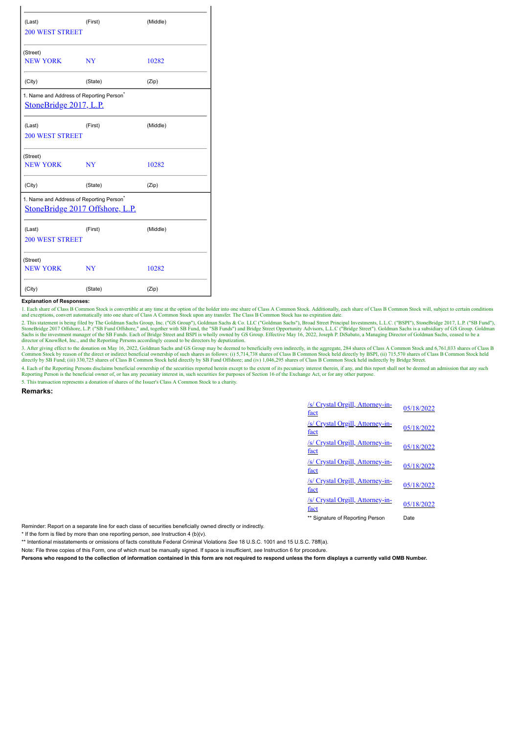| (Last) | (First) | (Middle) |
|---|---|---|
| 200 WEST STREET | | |
| (Street) | | |
| NEW YORK | NY | 10282 |
| (City) | (State) | (Zip) |

1. Name and Address of Reporting Person*

StoneBridge 2017, L.P.

| (Last) | (First) | (Middle) |
|---|---|---|
| 200 WEST STREET | | |
| (Street) | | |
| NEW YORK | NY | 10282 |
| (City) | (State) | (Zip) |

1. Name and Address of Reporting Person*

StoneBridge 2017 Offshore, L.P.

| (Last) | (First) | (Middle) |
|---|---|---|
| 200 WEST STREET | | |
| (Street) | | |
| NEW YORK | NY | 10282 |
| (City) | (State) | (Zip) |

**Explanation of Responses:**

1. Each share of Class B Common Stock is convertible at any time at the option of the holder into one share of Class A Common Stock. Additionally, each share of Class B Common Stock will, subject to certain conditions and exceptions, convert automatically into one share of Class A Common Stock upon any transfer. The Class B Common Stock has no expiration date.

2. This statement is being filed by The Goldman Sachs Group, Inc. ("GS Group"), Goldman Sachs & Co. LLC ("Goldman Sachs"), Broad Street Principal Investments, L.L.C. ("BSPI"), StoneBridge 2017, L.P. ("SB Fund"), StoneBridge 2017 Offshore, L.P. ("SB Fund Offshore," and, together with SB Fund, the "SB Funds") and Bridge Street Opportunity Advisors, L.L.C ("Bridge Street"). Goldman Sachs is a subsidiary of GS Group. Goldman Sachs is the investment manager of the SB Funds. Each of Bridge Street and BSPI is wholly owned by GS Group. Effective May 16, 2022, Joseph P. DiSabato, a Managing Director of Goldman Sachs, ceased to be a director of KnowBe4, Inc., and the Reporting Persons accordingly ceased to be directors by deputization.

3. After giving effect to the donation on May 16, 2022, Goldman Sachs and GS Group may be deemed to beneficially own indirectly, in the aggregate, 284 shares of Class A Common Stock and 6,761,033 shares of Class B Common Stock by reason of the direct or indirect beneficial ownership of such shares as follows: (i) 5,714,738 shares of Class B Common Stock held directly by BSPI, (ii) 715,570 shares of Class B Common Stock held directly by SB Fund; (iii) 330,725 shares of Class B Common Stock held directly by SB Fund Offshore; and (iv) 1,046,295 shares of Class B Common Stock held indirectly by Bridge Street.

4. Each of the Reporting Persons disclaims beneficial ownership of the securities reported herein except to the extent of its pecuniary interest therein, if any, and this report shall not be deemed an admission that any such Reporting Person is the beneficial owner of, or has any pecuniary interest in, such securities for purposes of Section 16 of the Exchange Act, or for any other purpose.

5. This transaction represents a donation of shares of the Issuer's Class A Common Stock to a charity.

**Remarks:**

| ** Signature of Reporting Person | Date |
|---|---|
| /s/ Crystal Orgill, Attorney-in-fact | 05/18/2022 |
| /s/ Crystal Orgill, Attorney-in-fact | 05/18/2022 |
| /s/ Crystal Orgill, Attorney-in-fact | 05/18/2022 |
| /s/ Crystal Orgill, Attorney-in-fact | 05/18/2022 |
| /s/ Crystal Orgill, Attorney-in-fact | 05/18/2022 |
| /s/ Crystal Orgill, Attorney-in-fact | 05/18/2022 |

Reminder: Report on a separate line for each class of securities beneficially owned directly or indirectly.

* If the form is filed by more than one reporting person, *see* Instruction 4 (b)(v).

** Intentional misstatements or omissions of facts constitute Federal Criminal Violations *See* 18 U.S.C. 1001 and 15 U.S.C. 78ff(a).

Note: File three copies of this Form, one of which must be manually signed. If space is insufficient, *see* Instruction 6 for procedure.

**Persons who respond to the collection of information contained in this form are not required to respond unless the form displays a currently valid OMB Number.**